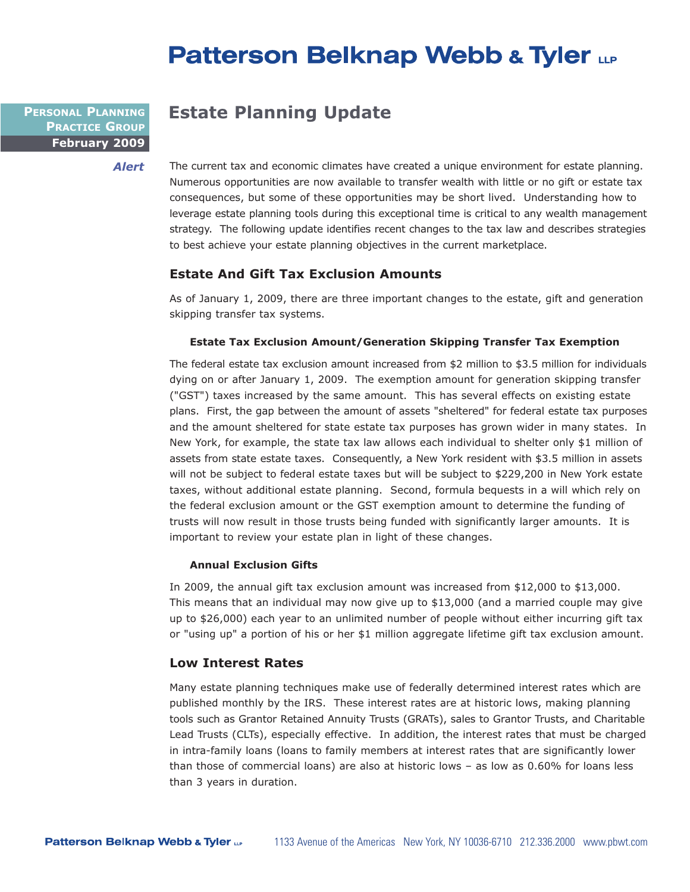# Patterson Belknap Webb & Tyler LLP

**Personal Planning Practice Group**
**February 2009**

## Estate Planning Update

*Alert*

The current tax and economic climates have created a unique environment for estate planning. Numerous opportunities are now available to transfer wealth with little or no gift or estate tax consequences, but some of these opportunities may be short lived. Understanding how to leverage estate planning tools during this exceptional time is critical to any wealth management strategy. The following update identifies recent changes to the tax law and describes strategies to best achieve your estate planning objectives in the current marketplace.

### Estate And Gift Tax Exclusion Amounts

As of January 1, 2009, there are three important changes to the estate, gift and generation skipping transfer tax systems.

#### Estate Tax Exclusion Amount/Generation Skipping Transfer Tax Exemption

The federal estate tax exclusion amount increased from $2 million to $3.5 million for individuals dying on or after January 1, 2009. The exemption amount for generation skipping transfer ("GST") taxes increased by the same amount. This has several effects on existing estate plans. First, the gap between the amount of assets "sheltered" for federal estate tax purposes and the amount sheltered for state estate tax purposes has grown wider in many states. In New York, for example, the state tax law allows each individual to shelter only $1 million of assets from state estate taxes. Consequently, a New York resident with $3.5 million in assets will not be subject to federal estate taxes but will be subject to $229,200 in New York estate taxes, without additional estate planning. Second, formula bequests in a will which rely on the federal exclusion amount or the GST exemption amount to determine the funding of trusts will now result in those trusts being funded with significantly larger amounts. It is important to review your estate plan in light of these changes.

#### Annual Exclusion Gifts

In 2009, the annual gift tax exclusion amount was increased from $12,000 to $13,000. This means that an individual may now give up to $13,000 (and a married couple may give up to $26,000) each year to an unlimited number of people without either incurring gift tax or "using up" a portion of his or her $1 million aggregate lifetime gift tax exclusion amount.

### Low Interest Rates

Many estate planning techniques make use of federally determined interest rates which are published monthly by the IRS. These interest rates are at historic lows, making planning tools such as Grantor Retained Annuity Trusts (GRATs), sales to Grantor Trusts, and Charitable Lead Trusts (CLTs), especially effective. In addition, the interest rates that must be charged in intra-family loans (loans to family members at interest rates that are significantly lower than those of commercial loans) are also at historic lows – as low as 0.60% for loans less than 3 years in duration.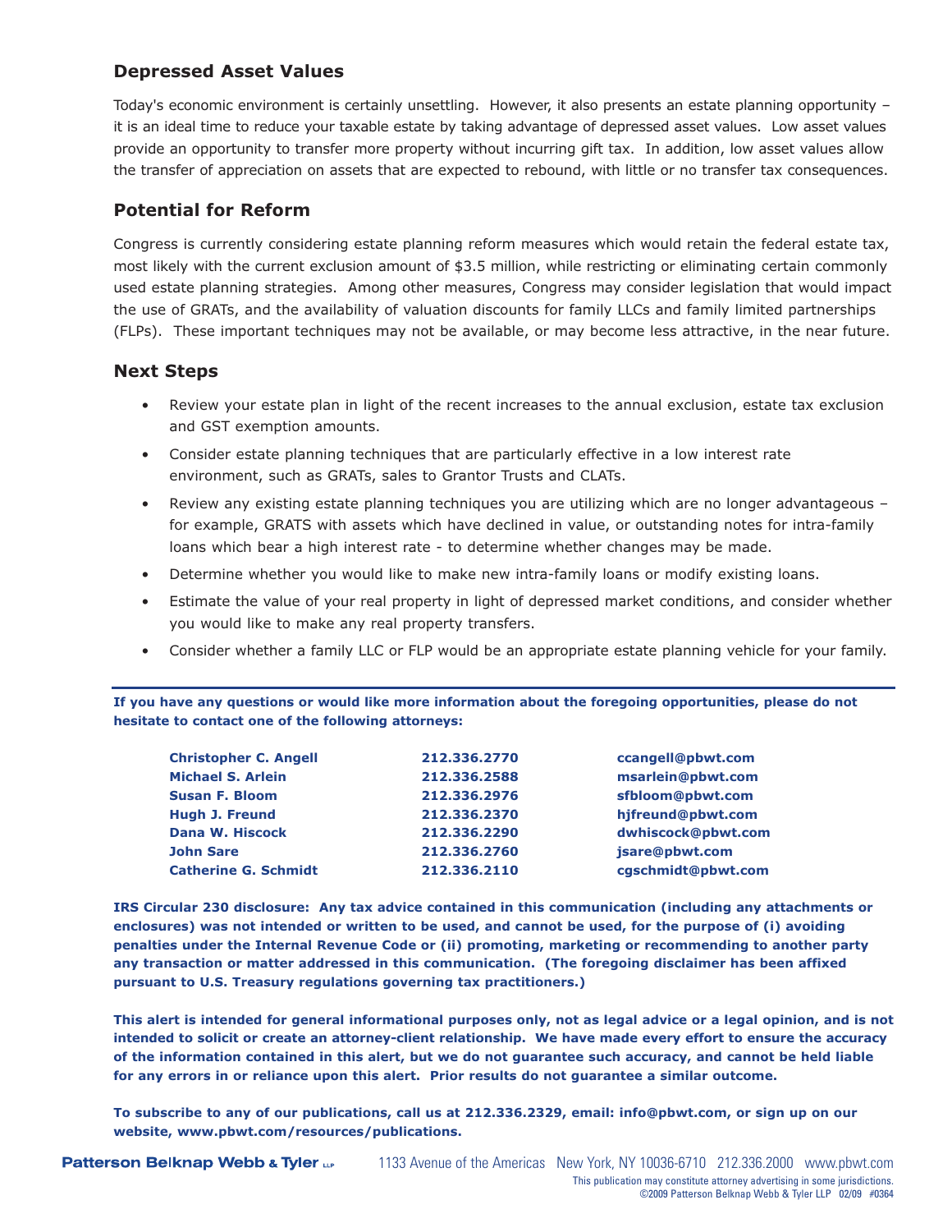## Depressed Asset Values

Today's economic environment is certainly unsettling. However, it also presents an estate planning opportunity – it is an ideal time to reduce your taxable estate by taking advantage of depressed asset values. Low asset values provide an opportunity to transfer more property without incurring gift tax. In addition, low asset values allow the transfer of appreciation on assets that are expected to rebound, with little or no transfer tax consequences.

## Potential for Reform

Congress is currently considering estate planning reform measures which would retain the federal estate tax, most likely with the current exclusion amount of $3.5 million, while restricting or eliminating certain commonly used estate planning strategies. Among other measures, Congress may consider legislation that would impact the use of GRATs, and the availability of valuation discounts for family LLCs and family limited partnerships (FLPs). These important techniques may not be available, or may become less attractive, in the near future.

## Next Steps

- Review your estate plan in light of the recent increases to the annual exclusion, estate tax exclusion and GST exemption amounts.
- Consider estate planning techniques that are particularly effective in a low interest rate environment, such as GRATs, sales to Grantor Trusts and CLATs.
- Review any existing estate planning techniques you are utilizing which are no longer advantageous – for example, GRATS with assets which have declined in value, or outstanding notes for intra-family loans which bear a high interest rate - to determine whether changes may be made.
- Determine whether you would like to make new intra-family loans or modify existing loans.
- Estimate the value of your real property in light of depressed market conditions, and consider whether you would like to make any real property transfers.
- Consider whether a family LLC or FLP would be an appropriate estate planning vehicle for your family.

**If you have any questions or would like more information about the foregoing opportunities, please do not hesitate to contact one of the following attorneys:**

| | | |
|---|---|---|
| **Christopher C. Angell** | **212.336.2770** | **ccangell@pbwt.com** |
| **Michael S. Arlein** | **212.336.2588** | **msarlein@pbwt.com** |
| **Susan F. Bloom** | **212.336.2976** | **sfbloom@pbwt.com** |
| **Hugh J. Freund** | **212.336.2370** | **hjfreund@pbwt.com** |
| **Dana W. Hiscock** | **212.336.2290** | **dwhiscock@pbwt.com** |
| **John Sare** | **212.336.2760** | **jsare@pbwt.com** |
| **Catherine G. Schmidt** | **212.336.2110** | **cgschmidt@pbwt.com** |

**IRS Circular 230 disclosure: Any tax advice contained in this communication (including any attachments or enclosures) was not intended or written to be used, and cannot be used, for the purpose of (i) avoiding penalties under the Internal Revenue Code or (ii) promoting, marketing or recommending to another party any transaction or matter addressed in this communication. (The foregoing disclaimer has been affixed pursuant to U.S. Treasury regulations governing tax practitioners.)**

**This alert is intended for general informational purposes only, not as legal advice or a legal opinion, and is not intended to solicit or create an attorney-client relationship. We have made every effort to ensure the accuracy of the information contained in this alert, but we do not guarantee such accuracy, and cannot be held liable for any errors in or reliance upon this alert. Prior results do not guarantee a similar outcome.**

**To subscribe to any of our publications, call us at 212.336.2329, email: info@pbwt.com, or sign up on our website, www.pbwt.com/resources/publications.**

**Patterson Belknap Webb & Tyler LLP** 1133 Avenue of the Americas New York, NY 10036-6710 212.336.2000 www.pbwt.com

This publication may constitute attorney advertising in some jurisdictions.
©2009 Patterson Belknap Webb & Tyler LLP 02/09 #0364